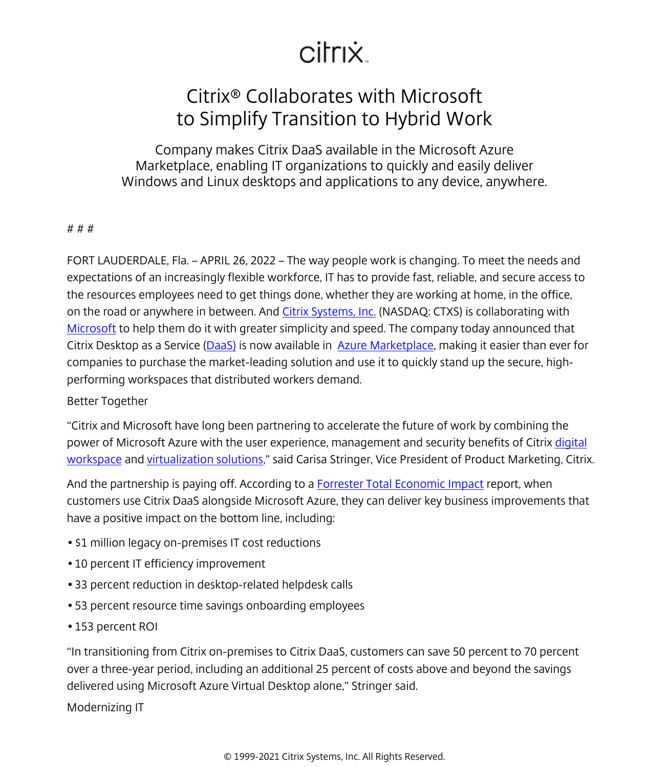citrix

# Citrix® Collaborates with Microsoft to Simplify Transition to Hybrid Work

Company makes Citrix DaaS available in the Microsoft Azure Marketplace, enabling IT organizations to quickly and easily deliver Windows and Linux desktops and applications to any device, anywhere.

# # #

FORT LAUDERDALE, Fla. – APRIL 26, 2022 – The way people work is changing. To meet the needs and expectations of an increasingly flexible workforce, IT has to provide fast, reliable, and secure access to the resources employees need to get things done, whether they are working at home, in the office, on the road or anywhere in between. And Citrix Systems, Inc. (NASDAQ: CTXS) is collaborating with Microsoft to help them do it with greater simplicity and speed. The company today announced that Citrix Desktop as a Service (DaaS) is now available in Azure Marketplace, making it easier than ever for companies to purchase the market-leading solution and use it to quickly stand up the secure, high-performing workspaces that distributed workers demand.

Better Together

"Citrix and Microsoft have long been partnering to accelerate the future of work by combining the power of Microsoft Azure with the user experience, management and security benefits of Citrix digital workspace and virtualization solutions," said Carisa Stringer, Vice President of Product Marketing, Citrix.

And the partnership is paying off. According to a Forrester Total Economic Impact report, when customers use Citrix DaaS alongside Microsoft Azure, they can deliver key business improvements that have a positive impact on the bottom line, including:

- $1 million legacy on-premises IT cost reductions
- 10 percent IT efficiency improvement
- 33 percent reduction in desktop-related helpdesk calls
- 53 percent resource time savings onboarding employees
- 153 percent ROI

"In transitioning from Citrix on-premises to Citrix DaaS, customers can save 50 percent to 70 percent over a three-year period, including an additional 25 percent of costs above and beyond the savings delivered using Microsoft Azure Virtual Desktop alone," Stringer said.

Modernizing IT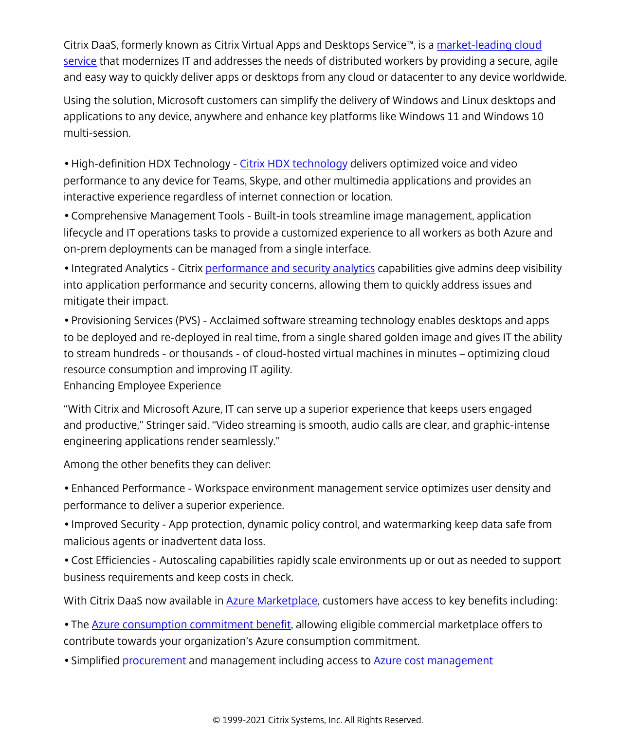Citrix DaaS, formerly known as Citrix Virtual Apps and Desktops Service™, is a market-leading cloud service that modernizes IT and addresses the needs of distributed workers by providing a secure, agile and easy way to quickly deliver apps or desktops from any cloud or datacenter to any device worldwide.

Using the solution, Microsoft customers can simplify the delivery of Windows and Linux desktops and applications to any device, anywhere and enhance key platforms like Windows 11 and Windows 10 multi-session.

- High-definition HDX Technology - Citrix HDX technology delivers optimized voice and video performance to any device for Teams, Skype, and other multimedia applications and provides an interactive experience regardless of internet connection or location.
- Comprehensive Management Tools - Built-in tools streamline image management, application lifecycle and IT operations tasks to provide a customized experience to all workers as both Azure and on-prem deployments can be managed from a single interface.
- Integrated Analytics - Citrix performance and security analytics capabilities give admins deep visibility into application performance and security concerns, allowing them to quickly address issues and mitigate their impact.
- Provisioning Services (PVS) - Acclaimed software streaming technology enables desktops and apps to be deployed and re-deployed in real time, from a single shared golden image and gives IT the ability to stream hundreds - or thousands - of cloud-hosted virtual machines in minutes – optimizing cloud resource consumption and improving IT agility.

Enhancing Employee Experience

"With Citrix and Microsoft Azure, IT can serve up a superior experience that keeps users engaged and productive," Stringer said. "Video streaming is smooth, audio calls are clear, and graphic-intense engineering applications render seamlessly."

Among the other benefits they can deliver:

- Enhanced Performance - Workspace environment management service optimizes user density and performance to deliver a superior experience.
- Improved Security - App protection, dynamic policy control, and watermarking keep data safe from malicious agents or inadvertent data loss.
- Cost Efficiencies - Autoscaling capabilities rapidly scale environments up or out as needed to support business requirements and keep costs in check.

With Citrix DaaS now available in Azure Marketplace, customers have access to key benefits including:

- The Azure consumption commitment benefit, allowing eligible commercial marketplace offers to contribute towards your organization's Azure consumption commitment.
- Simplified procurement and management including access to Azure cost management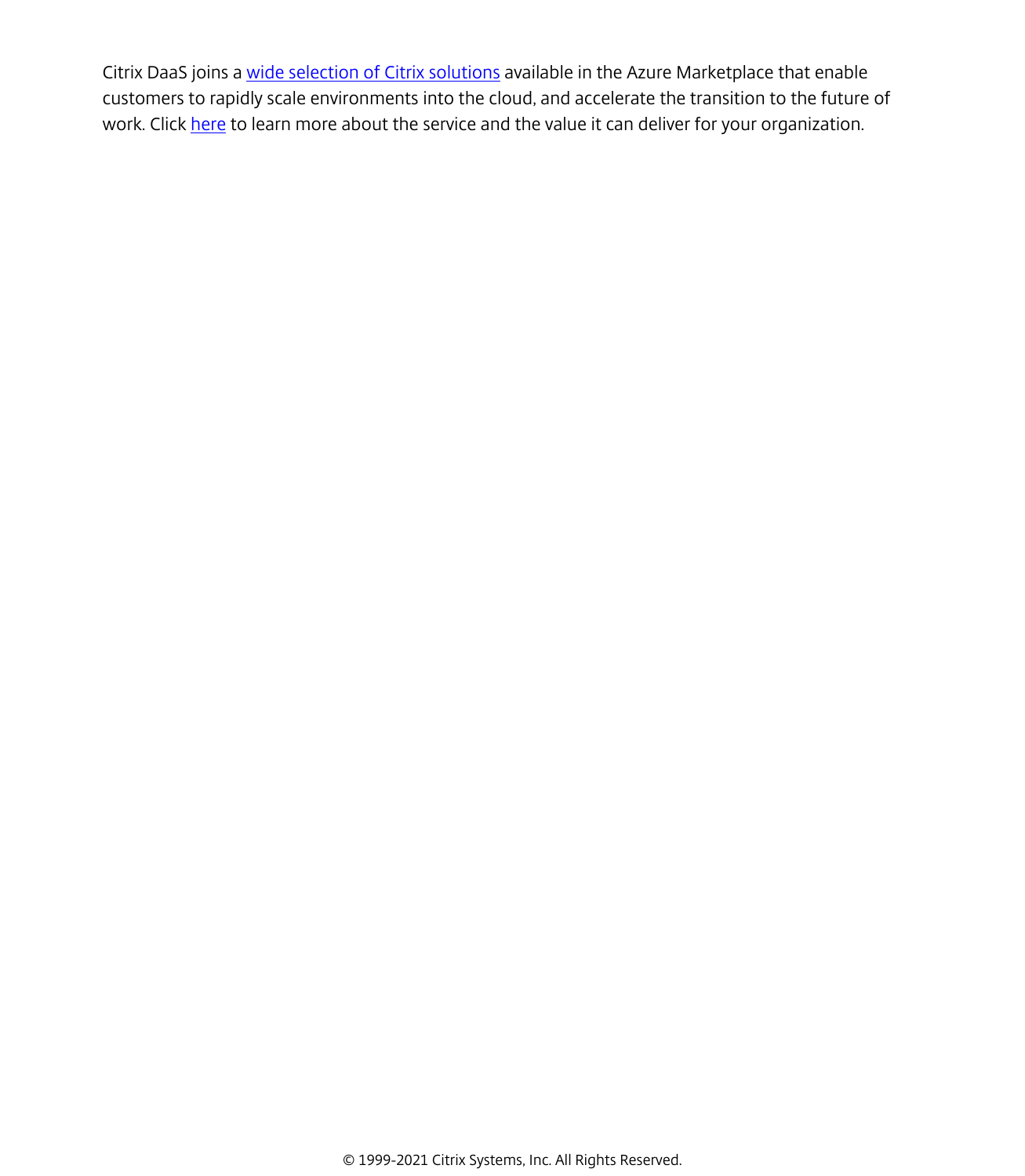Citrix DaaS joins a wide selection of Citrix solutions available in the Azure Marketplace that enable customers to rapidly scale environments into the cloud, and accelerate the transition to the future of work. Click here to learn more about the service and the value it can deliver for your organization.